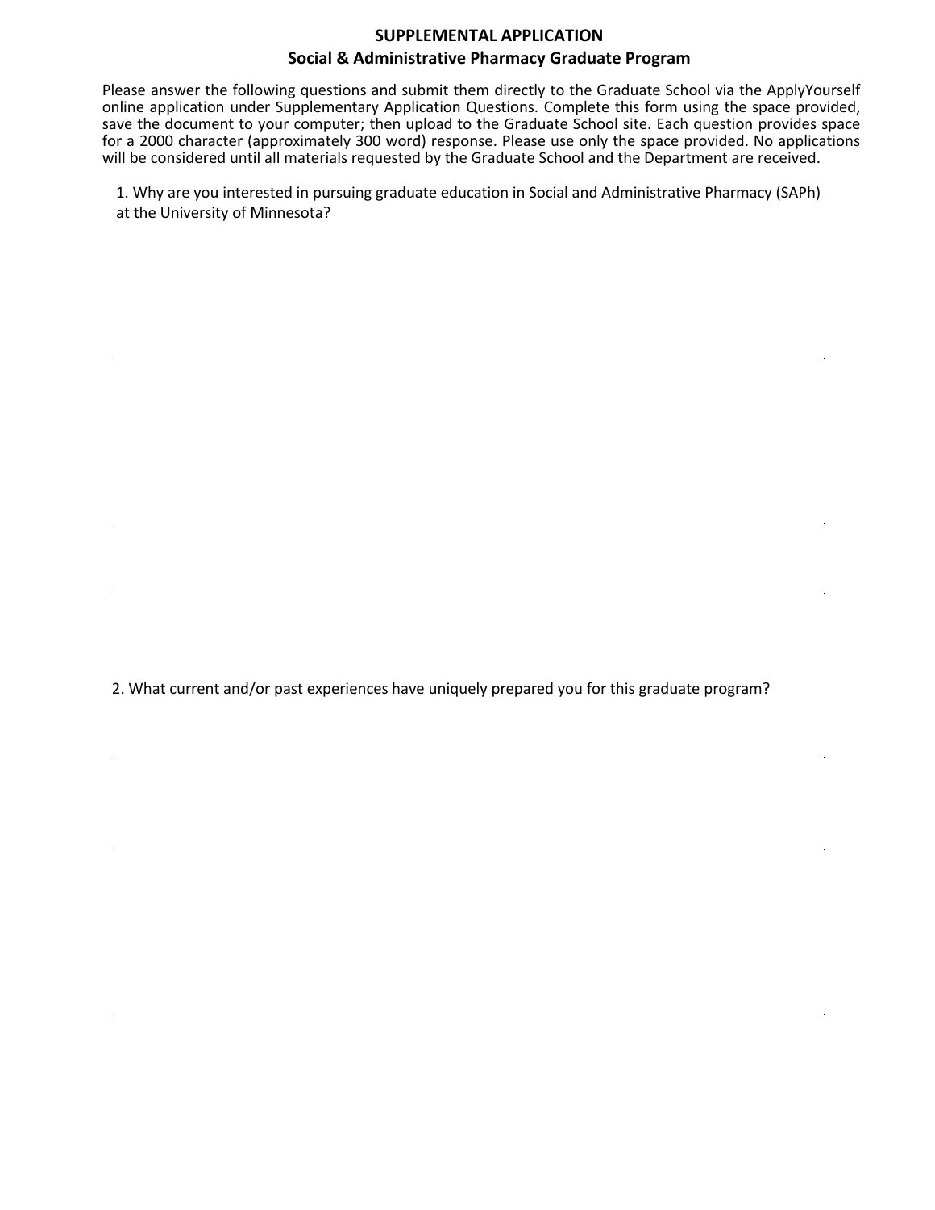# SUPPLEMENTAL APPLICATION

## Social & Administrative Pharmacy Graduate Program

Please answer the following questions and submit them directly to the Graduate School via the ApplyYourself online application under Supplementary Application Questions. Complete this form using the space provided, save the document to your computer; then upload to the Graduate School site. Each question provides space for a 2000 character (approximately 300 word) response. Please use only the space provided. No applications will be considered until all materials requested by the Graduate School and the Department are received.

1. Why are you interested in pursuing graduate education in Social and Administrative Pharmacy (SAPh) at the University of Minnesota?

2. What current and/or past experiences have uniquely prepared you for this graduate program?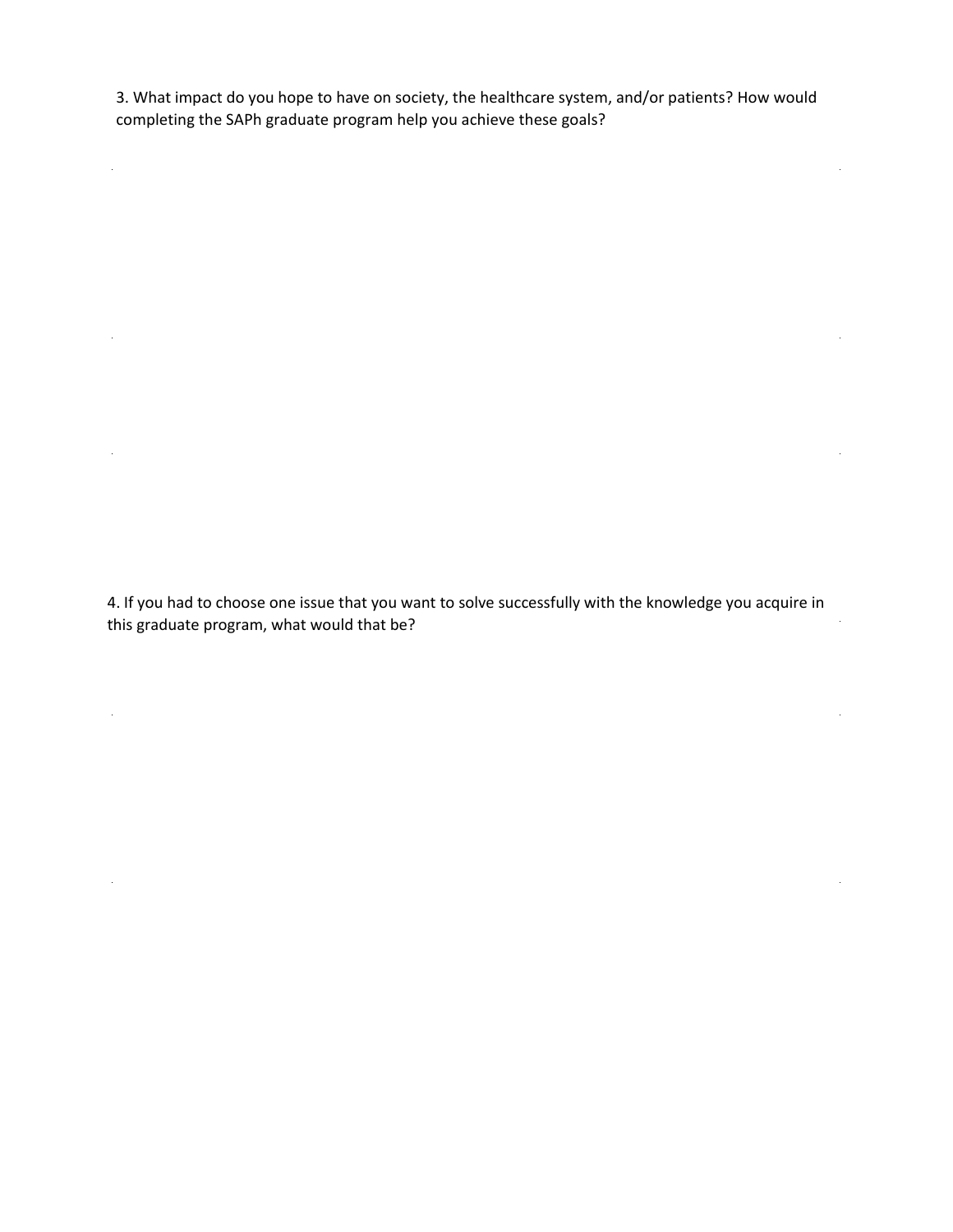3. What impact do you hope to have on society, the healthcare system, and/or patients? How would completing the SAPh graduate program help you achieve these goals?

4. If you had to choose one issue that you want to solve successfully with the knowledge you acquire in this graduate program, what would that be?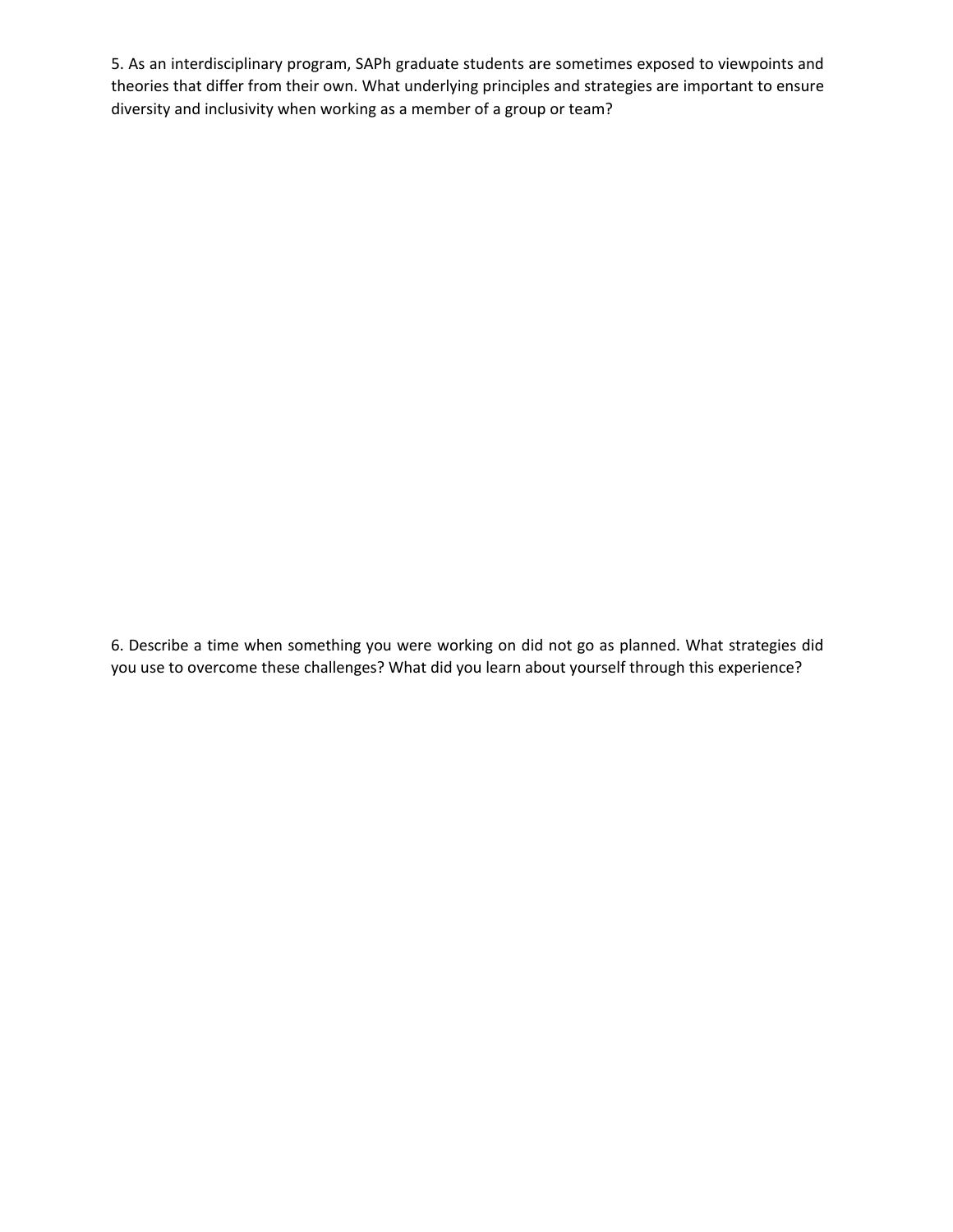5. As an interdisciplinary program, SAPh graduate students are sometimes exposed to viewpoints and theories that differ from their own. What underlying principles and strategies are important to ensure diversity and inclusivity when working as a member of a group or team?

6. Describe a time when something you were working on did not go as planned. What strategies did you use to overcome these challenges? What did you learn about yourself through this experience?